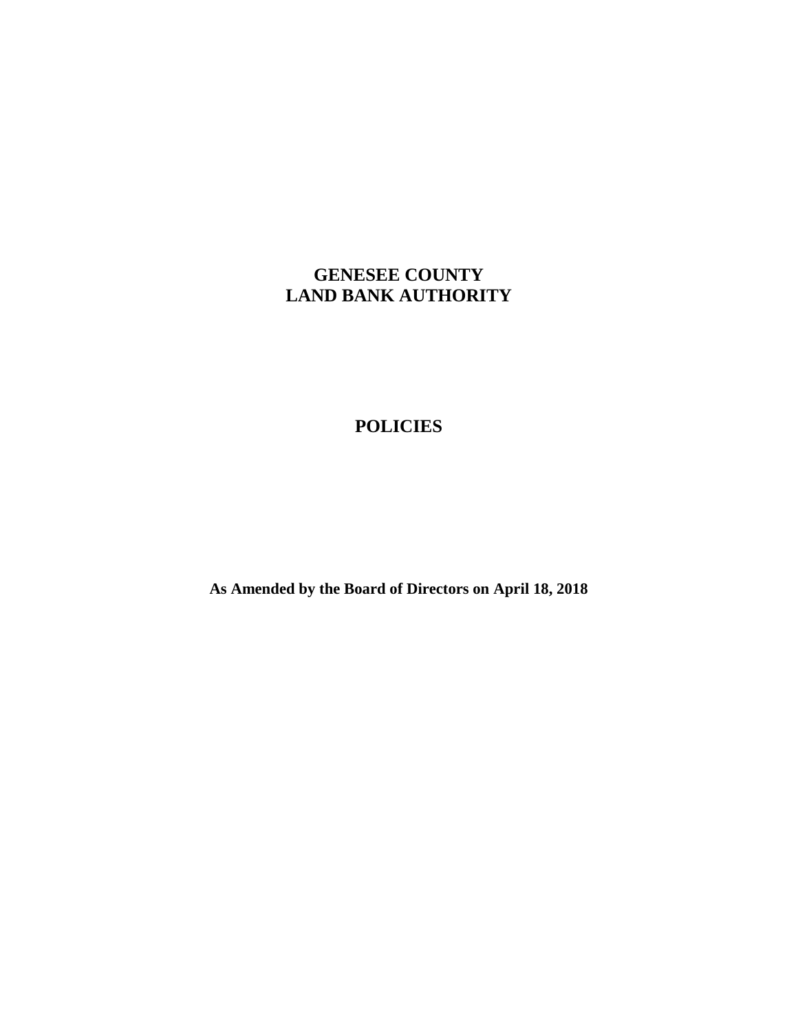# GENESEE COUNTY LAND BANK AUTHORITY

## POLICIES

**As Amended by the Board of Directors on April 18, 2018**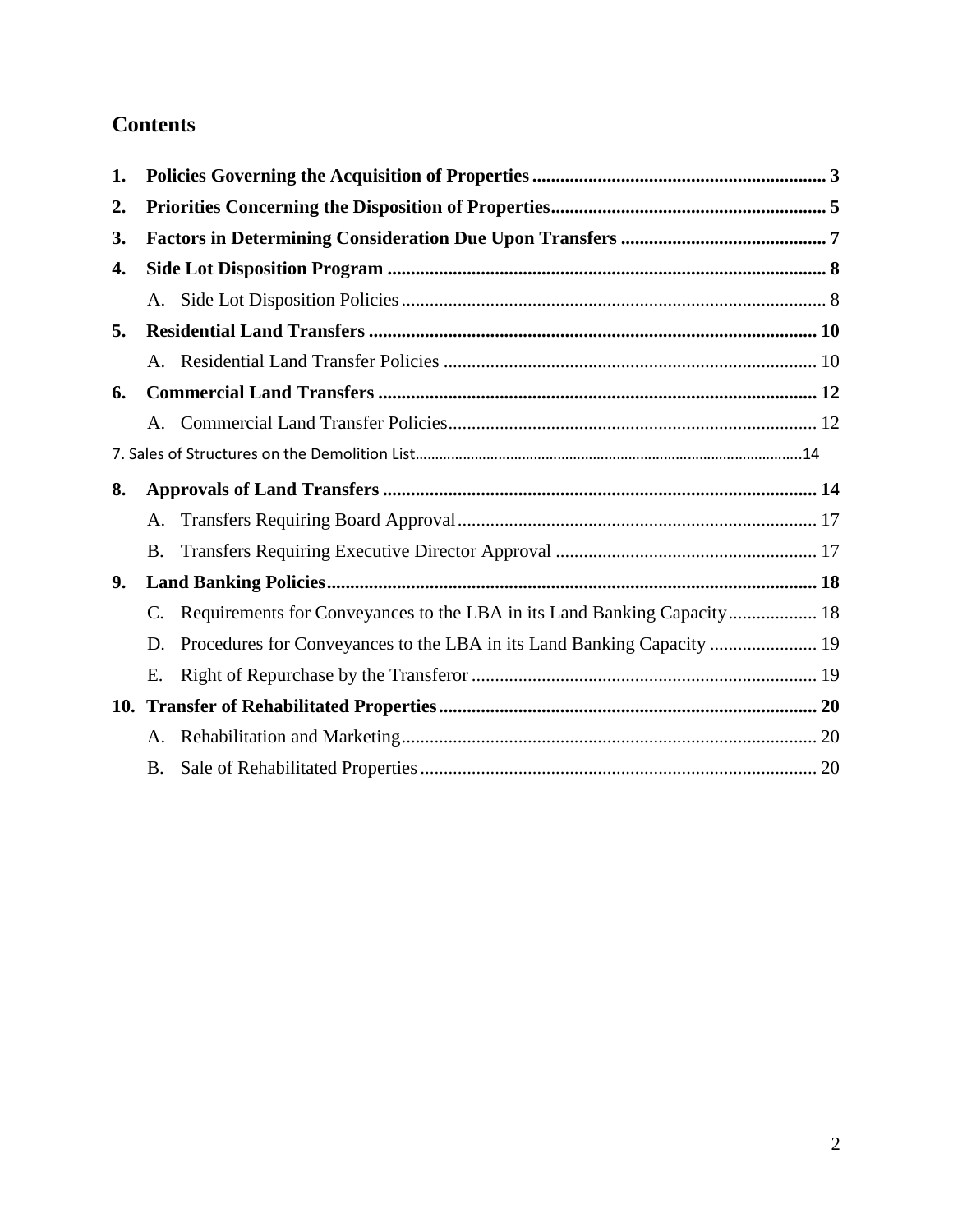## Contents

**1. Policies Governing the Acquisition of Properties .............................................................. 3**

**2. Priorities Concerning the Disposition of Properties........................................................... 5**

**3. Factors in Determining Consideration Due Upon Transfers ............................................ 7**

**4. Side Lot Disposition Program ............................................................................................. 8**

A. Side Lot Disposition Policies .......................................................................................... 8

**5. Residential Land Transfers ............................................................................................... 10**

A. Residential Land Transfer Policies ................................................................................ 10

**6. Commercial Land Transfers ............................................................................................. 12**

A. Commercial Land Transfer Policies.............................................................................. 12

7. Sales of Structures on the Demolition List.......................................................................................................14

**8. Approvals of Land Transfers ............................................................................................ 14**

A. Transfers Requiring Board Approval............................................................................ 17

B. Transfers Requiring Executive Director Approval ........................................................ 17

**9. Land Banking Policies......................................................................................................... 18**

C. Requirements for Conveyances to the LBA in its Land Banking Capacity................... 18

D. Procedures for Conveyances to the LBA in its Land Banking Capacity ....................... 19

E. Right of Repurchase by the Transferor ......................................................................... 19

**10. Transfer of Rehabilitated Properties ................................................................................. 20**

A. Rehabilitation and Marketing........................................................................................ 20

B. Sale of Rehabilitated Properties .................................................................................... 20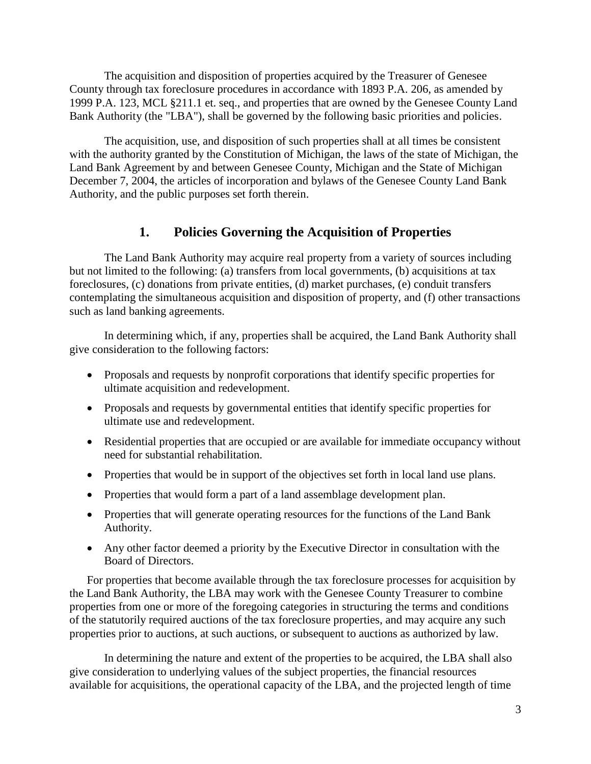The acquisition and disposition of properties acquired by the Treasurer of Genesee County through tax foreclosure procedures in accordance with 1893 P.A. 206, as amended by 1999 P.A. 123, MCL §211.1 et. seq., and properties that are owned by the Genesee County Land Bank Authority (the "LBA"), shall be governed by the following basic priorities and policies.

The acquisition, use, and disposition of such properties shall at all times be consistent with the authority granted by the Constitution of Michigan, the laws of the state of Michigan, the Land Bank Agreement by and between Genesee County, Michigan and the State of Michigan December 7, 2004, the articles of incorporation and bylaws of the Genesee County Land Bank Authority, and the public purposes set forth therein.

## 1. Policies Governing the Acquisition of Properties

The Land Bank Authority may acquire real property from a variety of sources including but not limited to the following: (a) transfers from local governments, (b) acquisitions at tax foreclosures, (c) donations from private entities, (d) market purchases, (e) conduit transfers contemplating the simultaneous acquisition and disposition of property, and (f) other transactions such as land banking agreements.

In determining which, if any, properties shall be acquired, the Land Bank Authority shall give consideration to the following factors:

- Proposals and requests by nonprofit corporations that identify specific properties for ultimate acquisition and redevelopment.
- Proposals and requests by governmental entities that identify specific properties for ultimate use and redevelopment.
- Residential properties that are occupied or are available for immediate occupancy without need for substantial rehabilitation.
- Properties that would be in support of the objectives set forth in local land use plans.
- Properties that would form a part of a land assemblage development plan.
- Properties that will generate operating resources for the functions of the Land Bank Authority.
- Any other factor deemed a priority by the Executive Director in consultation with the Board of Directors.

For properties that become available through the tax foreclosure processes for acquisition by the Land Bank Authority, the LBA may work with the Genesee County Treasurer to combine properties from one or more of the foregoing categories in structuring the terms and conditions of the statutorily required auctions of the tax foreclosure properties, and may acquire any such properties prior to auctions, at such auctions, or subsequent to auctions as authorized by law.

In determining the nature and extent of the properties to be acquired, the LBA shall also give consideration to underlying values of the subject properties, the financial resources available for acquisitions, the operational capacity of the LBA, and the projected length of time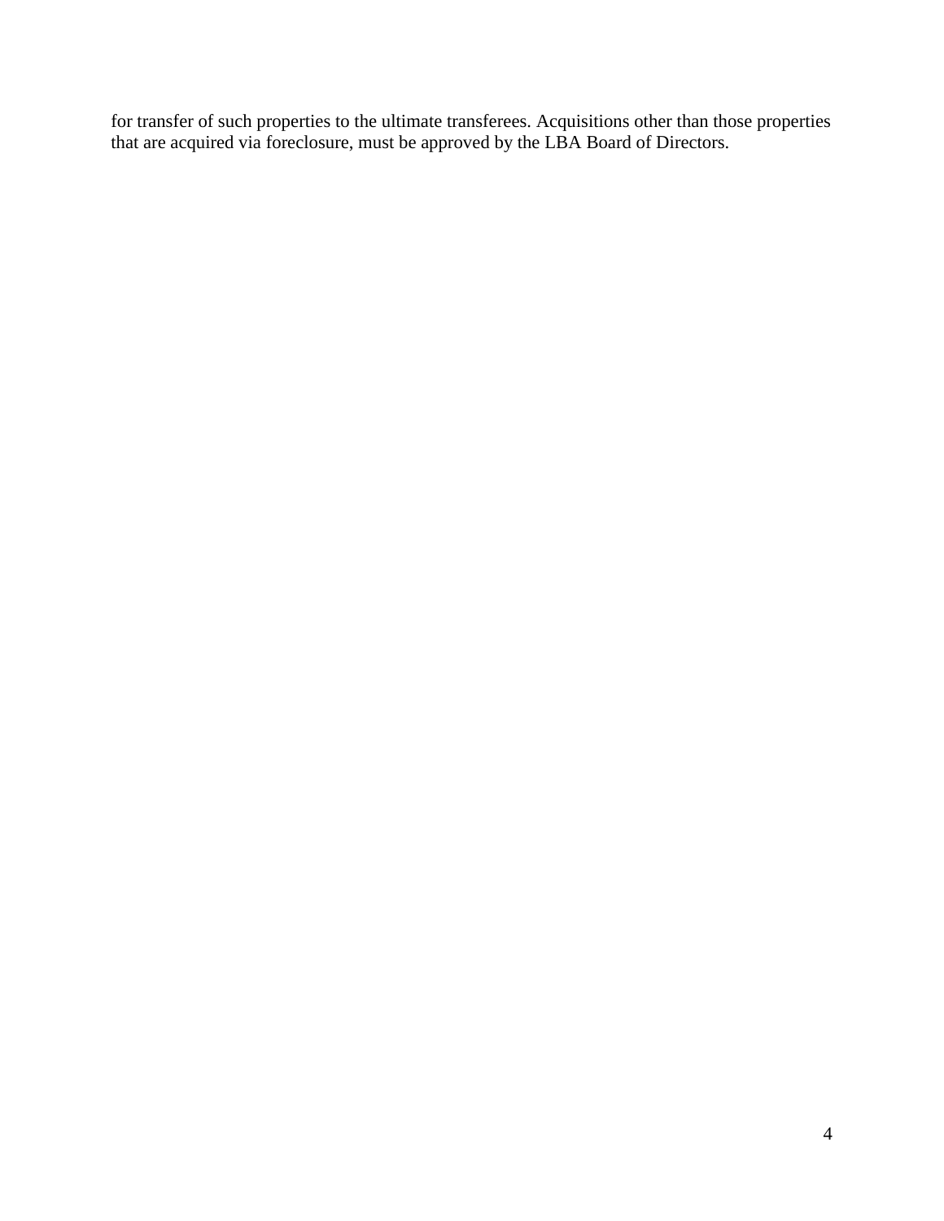for transfer of such properties to the ultimate transferees. Acquisitions other than those properties that are acquired via foreclosure, must be approved by the LBA Board of Directors.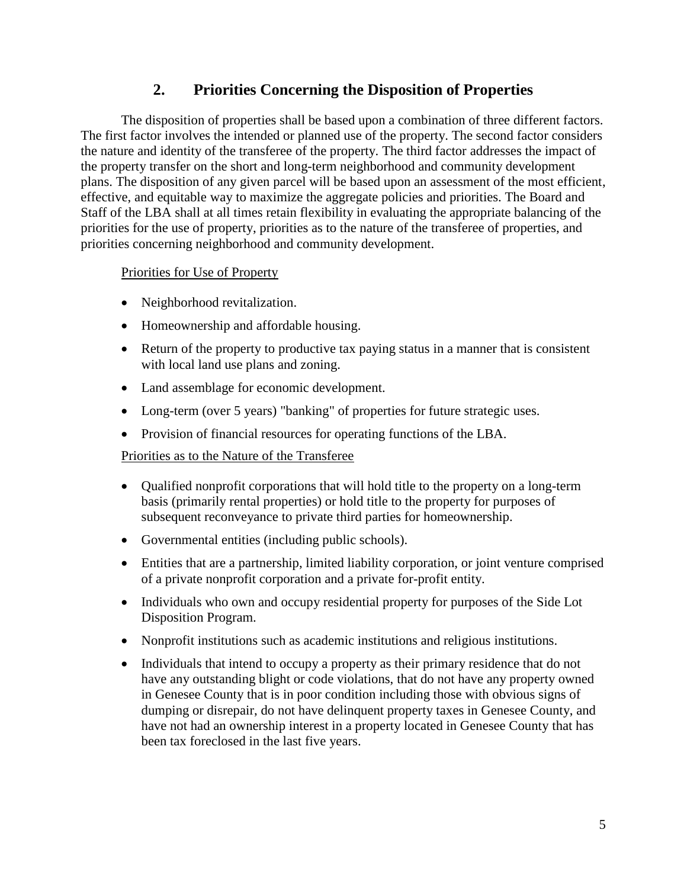## 2. Priorities Concerning the Disposition of Properties

The disposition of properties shall be based upon a combination of three different factors. The first factor involves the intended or planned use of the property. The second factor considers the nature and identity of the transferee of the property. The third factor addresses the impact of the property transfer on the short and long-term neighborhood and community development plans. The disposition of any given parcel will be based upon an assessment of the most efficient, effective, and equitable way to maximize the aggregate policies and priorities. The Board and Staff of the LBA shall at all times retain flexibility in evaluating the appropriate balancing of the priorities for the use of property, priorities as to the nature of the transferee of properties, and priorities concerning neighborhood and community development.

<u>Priorities for Use of Property</u>

- Neighborhood revitalization.
- Homeownership and affordable housing.
- Return of the property to productive tax paying status in a manner that is consistent with local land use plans and zoning.
- Land assemblage for economic development.
- Long-term (over 5 years) "banking" of properties for future strategic uses.
- Provision of financial resources for operating functions of the LBA.

<u>Priorities as to the Nature of the Transferee</u>

- Qualified nonprofit corporations that will hold title to the property on a long-term basis (primarily rental properties) or hold title to the property for purposes of subsequent reconveyance to private third parties for homeownership.
- Governmental entities (including public schools).
- Entities that are a partnership, limited liability corporation, or joint venture comprised of a private nonprofit corporation and a private for-profit entity.
- Individuals who own and occupy residential property for purposes of the Side Lot Disposition Program.
- Nonprofit institutions such as academic institutions and religious institutions.
- Individuals that intend to occupy a property as their primary residence that do not have any outstanding blight or code violations, that do not have any property owned in Genesee County that is in poor condition including those with obvious signs of dumping or disrepair, do not have delinquent property taxes in Genesee County, and have not had an ownership interest in a property located in Genesee County that has been tax foreclosed in the last five years.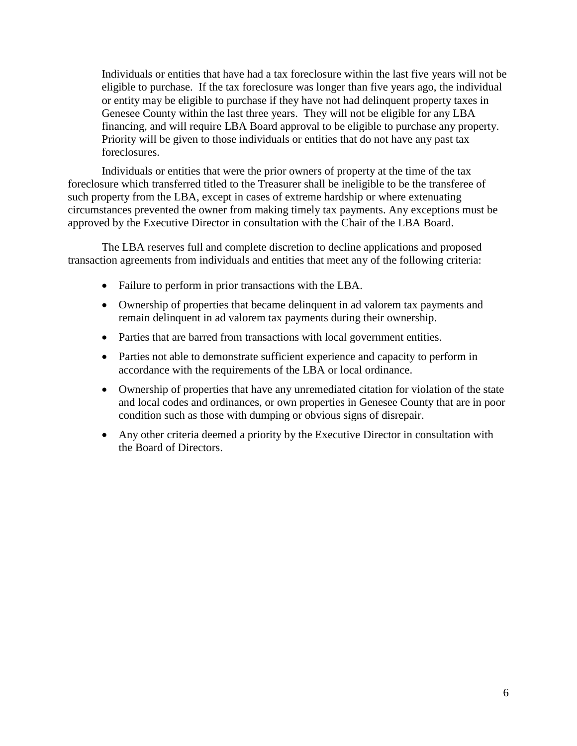Individuals or entities that have had a tax foreclosure within the last five years will not be eligible to purchase. If the tax foreclosure was longer than five years ago, the individual or entity may be eligible to purchase if they have not had delinquent property taxes in Genesee County within the last three years. They will not be eligible for any LBA financing, and will require LBA Board approval to be eligible to purchase any property. Priority will be given to those individuals or entities that do not have any past tax foreclosures.

Individuals or entities that were the prior owners of property at the time of the tax foreclosure which transferred titled to the Treasurer shall be ineligible to be the transferee of such property from the LBA, except in cases of extreme hardship or where extenuating circumstances prevented the owner from making timely tax payments. Any exceptions must be approved by the Executive Director in consultation with the Chair of the LBA Board.

The LBA reserves full and complete discretion to decline applications and proposed transaction agreements from individuals and entities that meet any of the following criteria:

- Failure to perform in prior transactions with the LBA.
- Ownership of properties that became delinquent in ad valorem tax payments and remain delinquent in ad valorem tax payments during their ownership.
- Parties that are barred from transactions with local government entities.
- Parties not able to demonstrate sufficient experience and capacity to perform in accordance with the requirements of the LBA or local ordinance.
- Ownership of properties that have any unremediated citation for violation of the state and local codes and ordinances, or own properties in Genesee County that are in poor condition such as those with dumping or obvious signs of disrepair.
- Any other criteria deemed a priority by the Executive Director in consultation with the Board of Directors.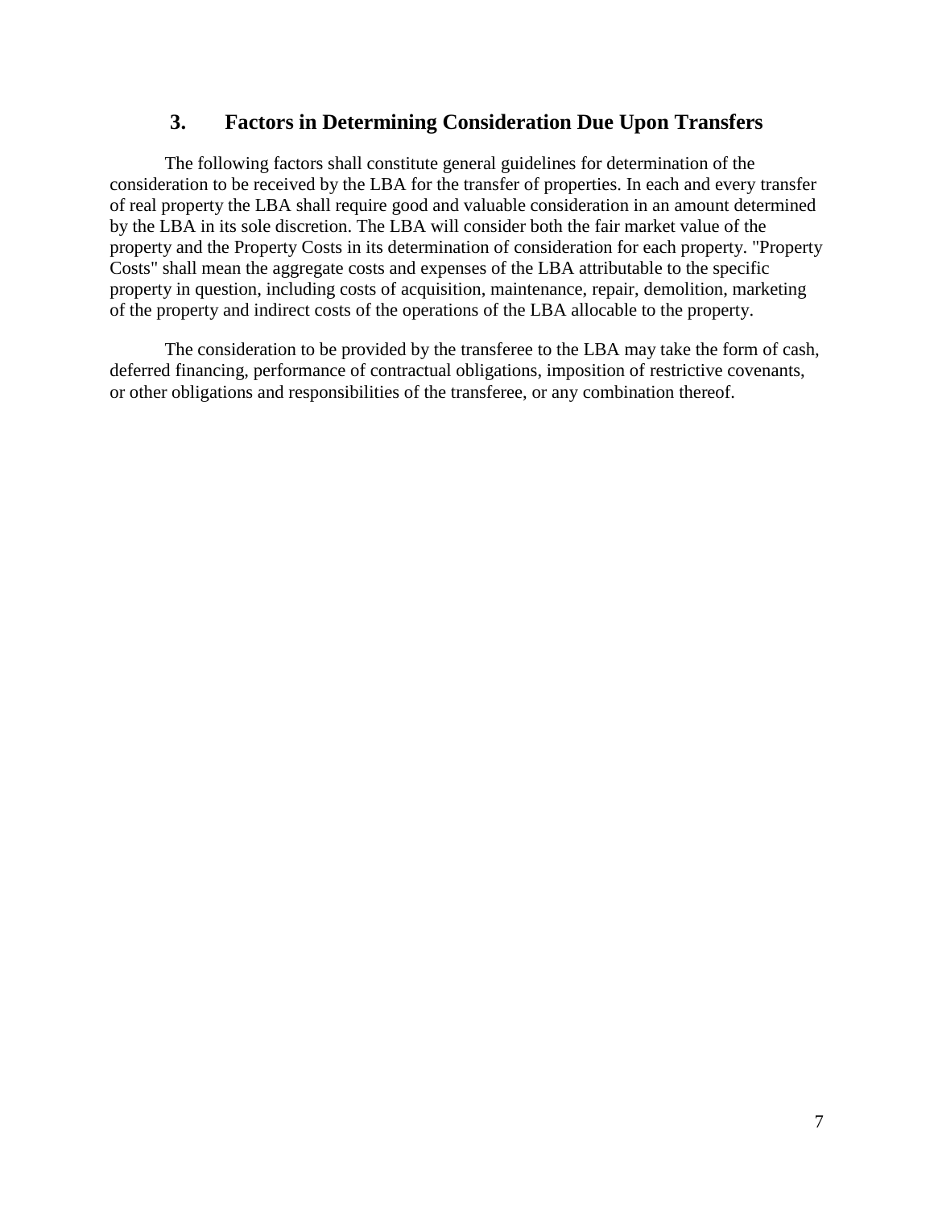## 3. Factors in Determining Consideration Due Upon Transfers

The following factors shall constitute general guidelines for determination of the consideration to be received by the LBA for the transfer of properties. In each and every transfer of real property the LBA shall require good and valuable consideration in an amount determined by the LBA in its sole discretion. The LBA will consider both the fair market value of the property and the Property Costs in its determination of consideration for each property. "Property Costs" shall mean the aggregate costs and expenses of the LBA attributable to the specific property in question, including costs of acquisition, maintenance, repair, demolition, marketing of the property and indirect costs of the operations of the LBA allocable to the property.

The consideration to be provided by the transferee to the LBA may take the form of cash, deferred financing, performance of contractual obligations, imposition of restrictive covenants, or other obligations and responsibilities of the transferee, or any combination thereof.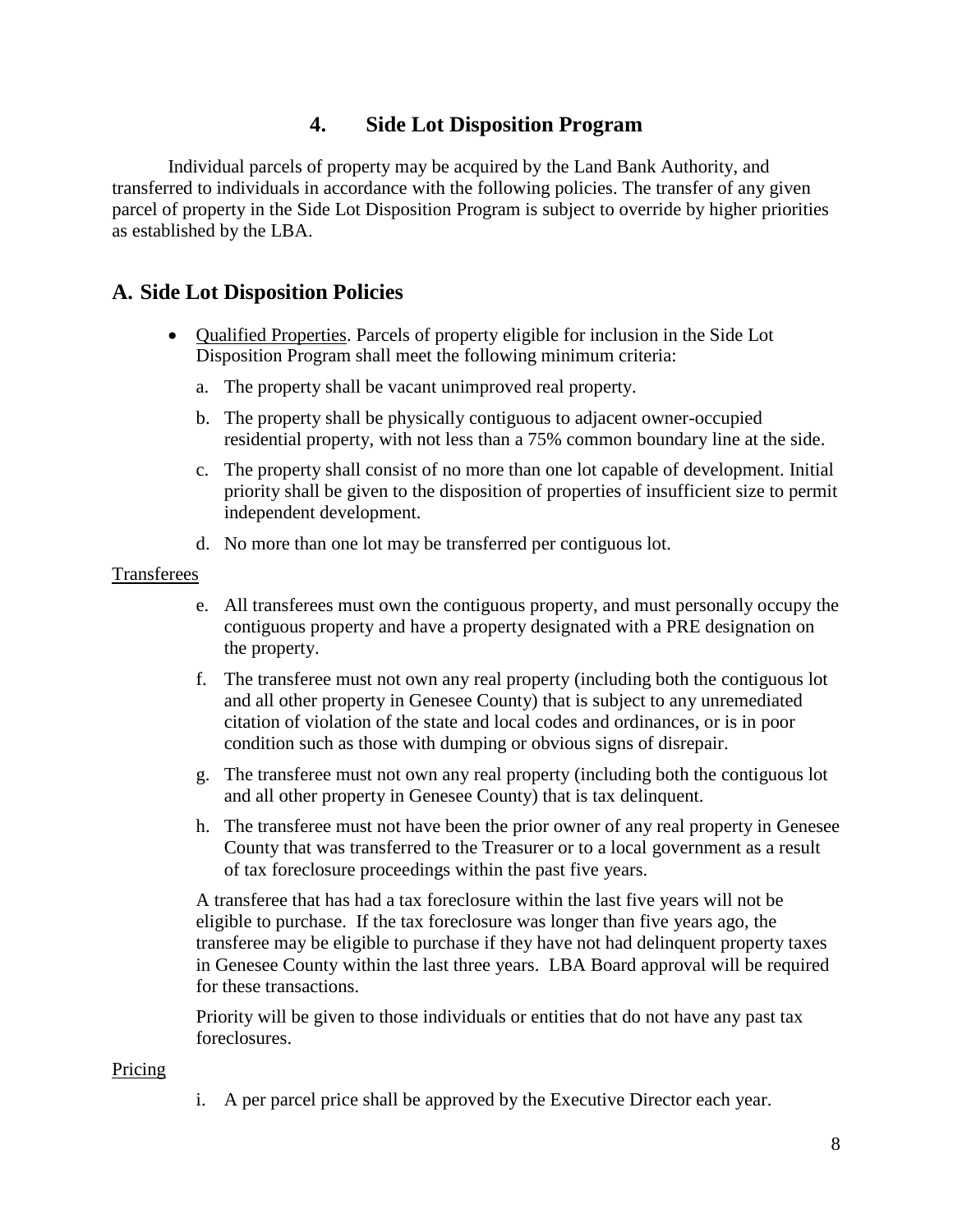## 4. Side Lot Disposition Program

Individual parcels of property may be acquired by the Land Bank Authority, and transferred to individuals in accordance with the following policies. The transfer of any given parcel of property in the Side Lot Disposition Program is subject to override by higher priorities as established by the LBA.

### A. Side Lot Disposition Policies

- Qualified Properties. Parcels of property eligible for inclusion in the Side Lot Disposition Program shall meet the following minimum criteria:

  a. The property shall be vacant unimproved real property.

  b. The property shall be physically contiguous to adjacent owner-occupied residential property, with not less than a 75% common boundary line at the side.

  c. The property shall consist of no more than one lot capable of development. Initial priority shall be given to the disposition of properties of insufficient size to permit independent development.

  d. No more than one lot may be transferred per contiguous lot.

Transferees

  e. All transferees must own the contiguous property, and must personally occupy the contiguous property and have a property designated with a PRE designation on the property.

  f. The transferee must not own any real property (including both the contiguous lot and all other property in Genesee County) that is subject to any unremediated citation of violation of the state and local codes and ordinances, or is in poor condition such as those with dumping or obvious signs of disrepair.

  g. The transferee must not own any real property (including both the contiguous lot and all other property in Genesee County) that is tax delinquent.

  h. The transferee must not have been the prior owner of any real property in Genesee County that was transferred to the Treasurer or to a local government as a result of tax foreclosure proceedings within the past five years.

  A transferee that has had a tax foreclosure within the last five years will not be eligible to purchase. If the tax foreclosure was longer than five years ago, the transferee may be eligible to purchase if they have not had delinquent property taxes in Genesee County within the last three years. LBA Board approval will be required for these transactions.

  Priority will be given to those individuals or entities that do not have any past tax foreclosures.

Pricing

  i. A per parcel price shall be approved by the Executive Director each year.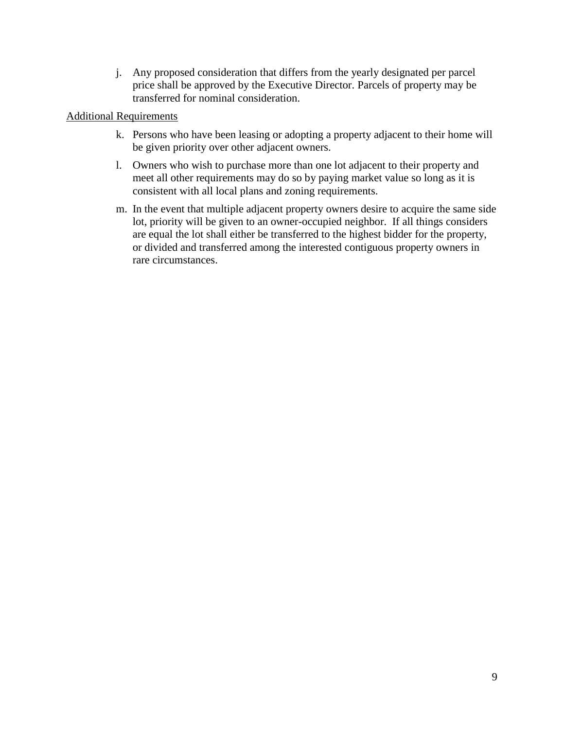j. Any proposed consideration that differs from the yearly designated per parcel price shall be approved by the Executive Director. Parcels of property may be transferred for nominal consideration.

<u>Additional Requirements</u>

k. Persons who have been leasing or adopting a property adjacent to their home will be given priority over other adjacent owners.

l. Owners who wish to purchase more than one lot adjacent to their property and meet all other requirements may do so by paying market value so long as it is consistent with all local plans and zoning requirements.

m. In the event that multiple adjacent property owners desire to acquire the same side lot, priority will be given to an owner-occupied neighbor. If all things considers are equal the lot shall either be transferred to the highest bidder for the property, or divided and transferred among the interested contiguous property owners in rare circumstances.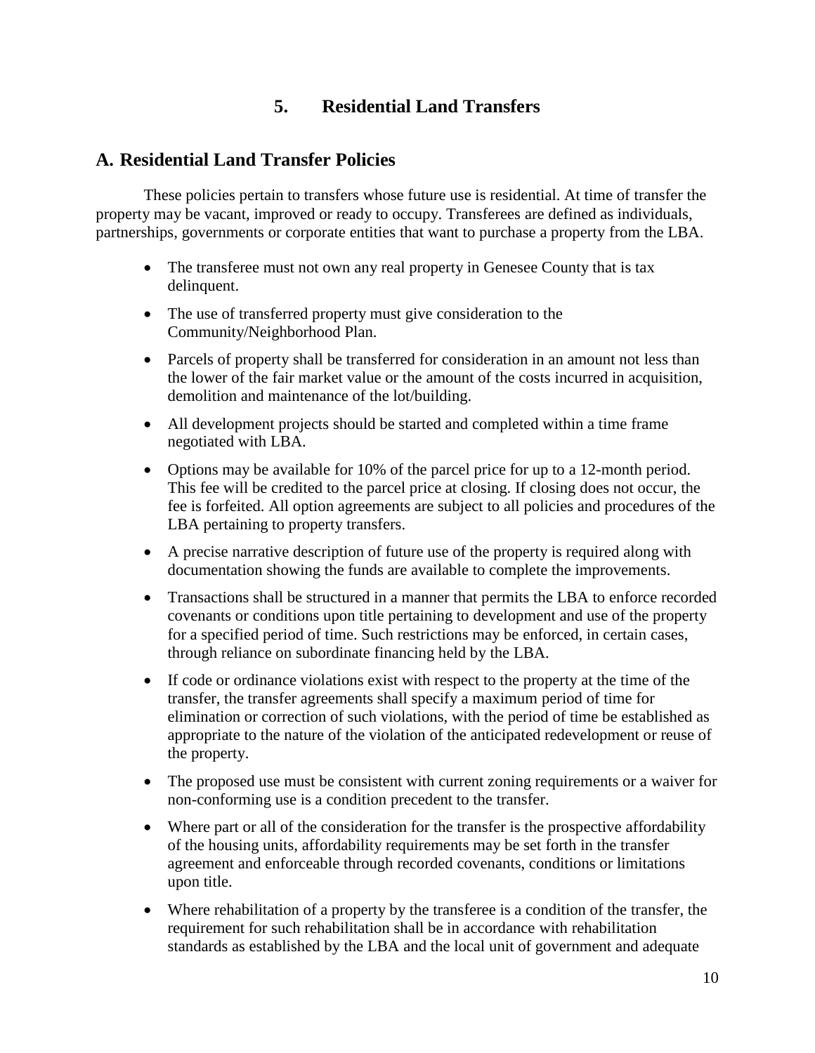# 5. Residential Land Transfers

## A. Residential Land Transfer Policies

These policies pertain to transfers whose future use is residential. At time of transfer the property may be vacant, improved or ready to occupy. Transferees are defined as individuals, partnerships, governments or corporate entities that want to purchase a property from the LBA.

- The transferee must not own any real property in Genesee County that is tax delinquent.
- The use of transferred property must give consideration to the Community/Neighborhood Plan.
- Parcels of property shall be transferred for consideration in an amount not less than the lower of the fair market value or the amount of the costs incurred in acquisition, demolition and maintenance of the lot/building.
- All development projects should be started and completed within a time frame negotiated with LBA.
- Options may be available for 10% of the parcel price for up to a 12-month period. This fee will be credited to the parcel price at closing. If closing does not occur, the fee is forfeited. All option agreements are subject to all policies and procedures of the LBA pertaining to property transfers.
- A precise narrative description of future use of the property is required along with documentation showing the funds are available to complete the improvements.
- Transactions shall be structured in a manner that permits the LBA to enforce recorded covenants or conditions upon title pertaining to development and use of the property for a specified period of time. Such restrictions may be enforced, in certain cases, through reliance on subordinate financing held by the LBA.
- If code or ordinance violations exist with respect to the property at the time of the transfer, the transfer agreements shall specify a maximum period of time for elimination or correction of such violations, with the period of time be established as appropriate to the nature of the violation of the anticipated redevelopment or reuse of the property.
- The proposed use must be consistent with current zoning requirements or a waiver for non-conforming use is a condition precedent to the transfer.
- Where part or all of the consideration for the transfer is the prospective affordability of the housing units, affordability requirements may be set forth in the transfer agreement and enforceable through recorded covenants, conditions or limitations upon title.
- Where rehabilitation of a property by the transferee is a condition of the transfer, the requirement for such rehabilitation shall be in accordance with rehabilitation standards as established by the LBA and the local unit of government and adequate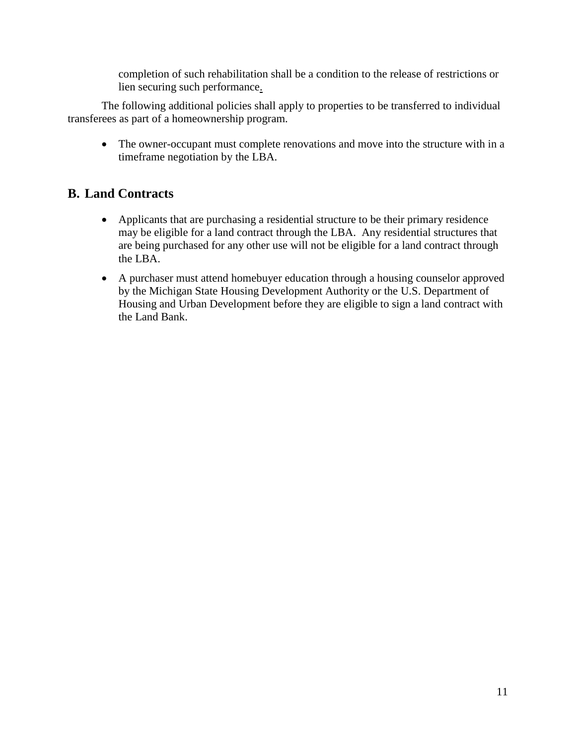completion of such rehabilitation shall be a condition to the release of restrictions or lien securing such performance.

The following additional policies shall apply to properties to be transferred to individual transferees as part of a homeownership program.

- The owner-occupant must complete renovations and move into the structure with in a timeframe negotiation by the LBA.

## B. Land Contracts

- Applicants that are purchasing a residential structure to be their primary residence may be eligible for a land contract through the LBA. Any residential structures that are being purchased for any other use will not be eligible for a land contract through the LBA.
- A purchaser must attend homebuyer education through a housing counselor approved by the Michigan State Housing Development Authority or the U.S. Department of Housing and Urban Development before they are eligible to sign a land contract with the Land Bank.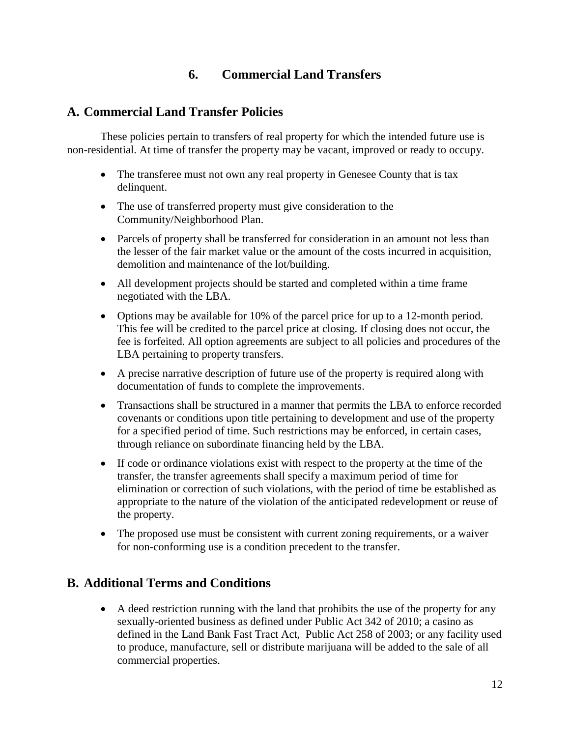# 6. Commercial Land Transfers

## A. Commercial Land Transfer Policies

These policies pertain to transfers of real property for which the intended future use is non-residential. At time of transfer the property may be vacant, improved or ready to occupy.

- The transferee must not own any real property in Genesee County that is tax delinquent.
- The use of transferred property must give consideration to the Community/Neighborhood Plan.
- Parcels of property shall be transferred for consideration in an amount not less than the lesser of the fair market value or the amount of the costs incurred in acquisition, demolition and maintenance of the lot/building.
- All development projects should be started and completed within a time frame negotiated with the LBA.
- Options may be available for 10% of the parcel price for up to a 12-month period. This fee will be credited to the parcel price at closing. If closing does not occur, the fee is forfeited. All option agreements are subject to all policies and procedures of the LBA pertaining to property transfers.
- A precise narrative description of future use of the property is required along with documentation of funds to complete the improvements.
- Transactions shall be structured in a manner that permits the LBA to enforce recorded covenants or conditions upon title pertaining to development and use of the property for a specified period of time. Such restrictions may be enforced, in certain cases, through reliance on subordinate financing held by the LBA.
- If code or ordinance violations exist with respect to the property at the time of the transfer, the transfer agreements shall specify a maximum period of time for elimination or correction of such violations, with the period of time be established as appropriate to the nature of the violation of the anticipated redevelopment or reuse of the property.
- The proposed use must be consistent with current zoning requirements, or a waiver for non-conforming use is a condition precedent to the transfer.

## B. Additional Terms and Conditions

- A deed restriction running with the land that prohibits the use of the property for any sexually-oriented business as defined under Public Act 342 of 2010; a casino as defined in the Land Bank Fast Tract Act, Public Act 258 of 2003; or any facility used to produce, manufacture, sell or distribute marijuana will be added to the sale of all commercial properties.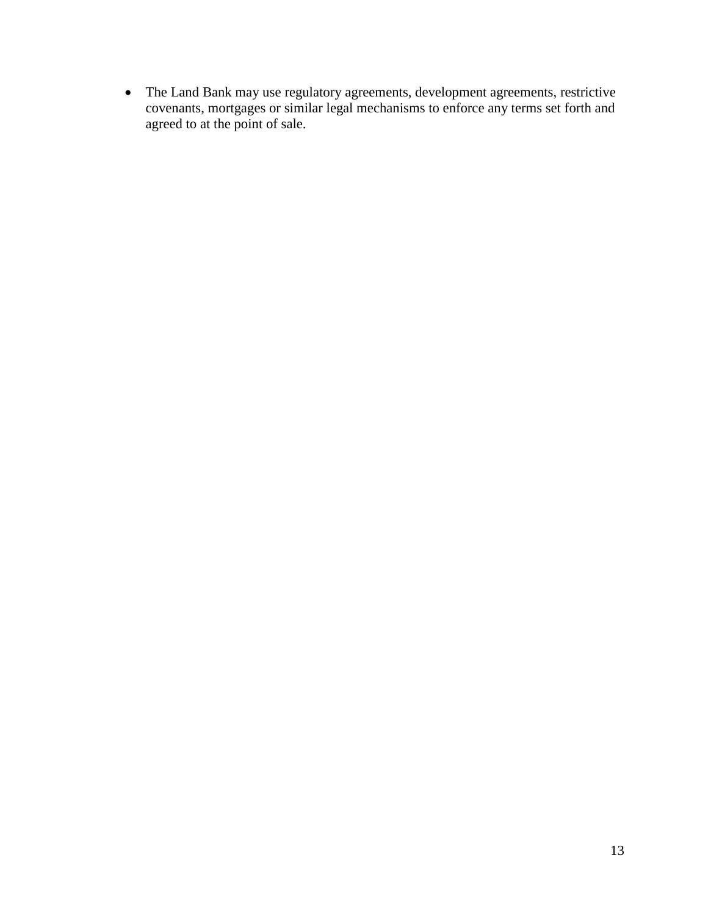- The Land Bank may use regulatory agreements, development agreements, restrictive covenants, mortgages or similar legal mechanisms to enforce any terms set forth and agreed to at the point of sale.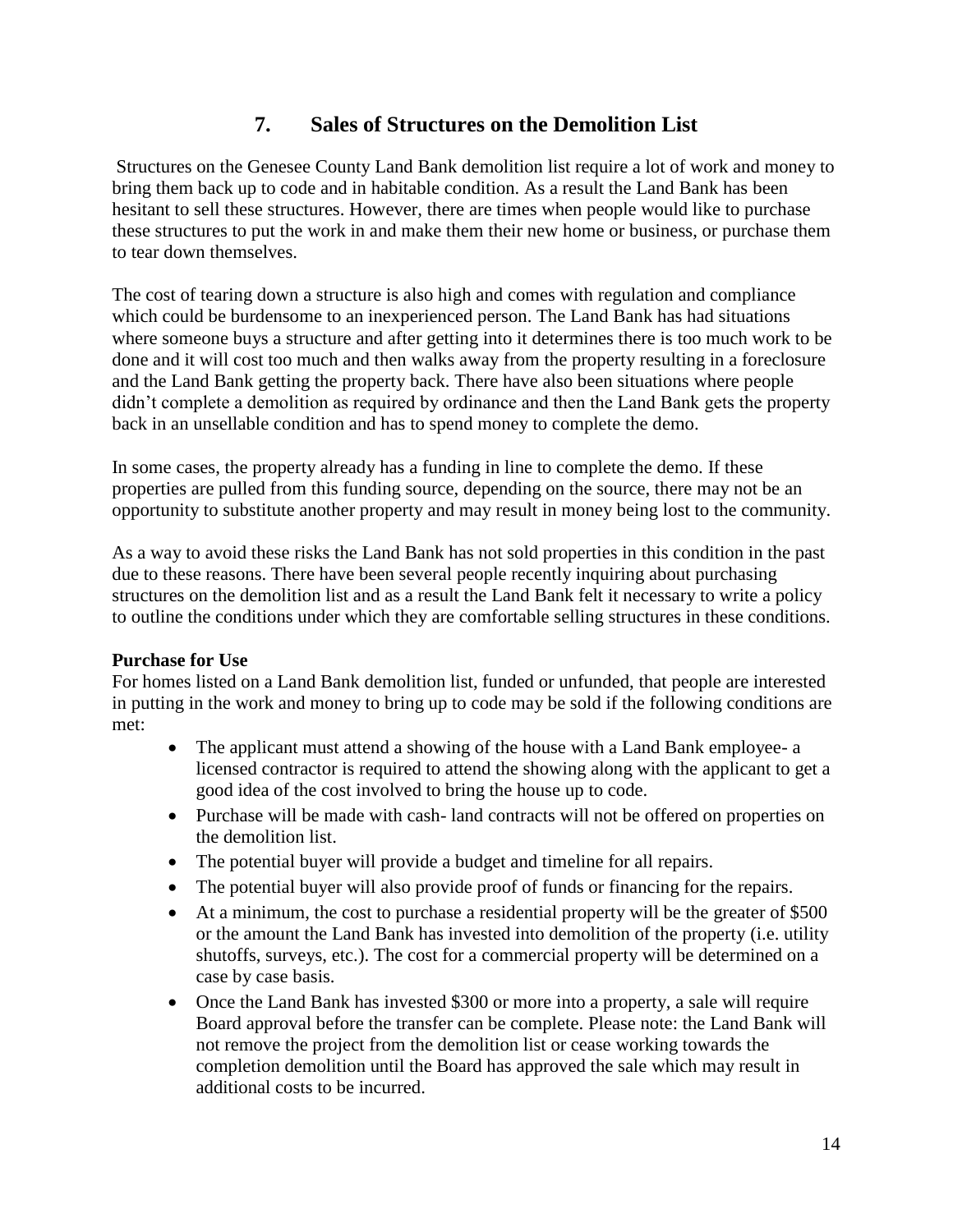## 7. Sales of Structures on the Demolition List

Structures on the Genesee County Land Bank demolition list require a lot of work and money to bring them back up to code and in habitable condition. As a result the Land Bank has been hesitant to sell these structures. However, there are times when people would like to purchase these structures to put the work in and make them their new home or business, or purchase them to tear down themselves.

The cost of tearing down a structure is also high and comes with regulation and compliance which could be burdensome to an inexperienced person. The Land Bank has had situations where someone buys a structure and after getting into it determines there is too much work to be done and it will cost too much and then walks away from the property resulting in a foreclosure and the Land Bank getting the property back. There have also been situations where people didn't complete a demolition as required by ordinance and then the Land Bank gets the property back in an unsellable condition and has to spend money to complete the demo.

In some cases, the property already has a funding in line to complete the demo. If these properties are pulled from this funding source, depending on the source, there may not be an opportunity to substitute another property and may result in money being lost to the community.

As a way to avoid these risks the Land Bank has not sold properties in this condition in the past due to these reasons. There have been several people recently inquiring about purchasing structures on the demolition list and as a result the Land Bank felt it necessary to write a policy to outline the conditions under which they are comfortable selling structures in these conditions.

**Purchase for Use**

For homes listed on a Land Bank demolition list, funded or unfunded, that people are interested in putting in the work and money to bring up to code may be sold if the following conditions are met:

- The applicant must attend a showing of the house with a Land Bank employee- a licensed contractor is required to attend the showing along with the applicant to get a good idea of the cost involved to bring the house up to code.
- Purchase will be made with cash- land contracts will not be offered on properties on the demolition list.
- The potential buyer will provide a budget and timeline for all repairs.
- The potential buyer will also provide proof of funds or financing for the repairs.
- At a minimum, the cost to purchase a residential property will be the greater of $500 or the amount the Land Bank has invested into demolition of the property (i.e. utility shutoffs, surveys, etc.). The cost for a commercial property will be determined on a case by case basis.
- Once the Land Bank has invested $300 or more into a property, a sale will require Board approval before the transfer can be complete. Please note: the Land Bank will not remove the project from the demolition list or cease working towards the completion demolition until the Board has approved the sale which may result in additional costs to be incurred.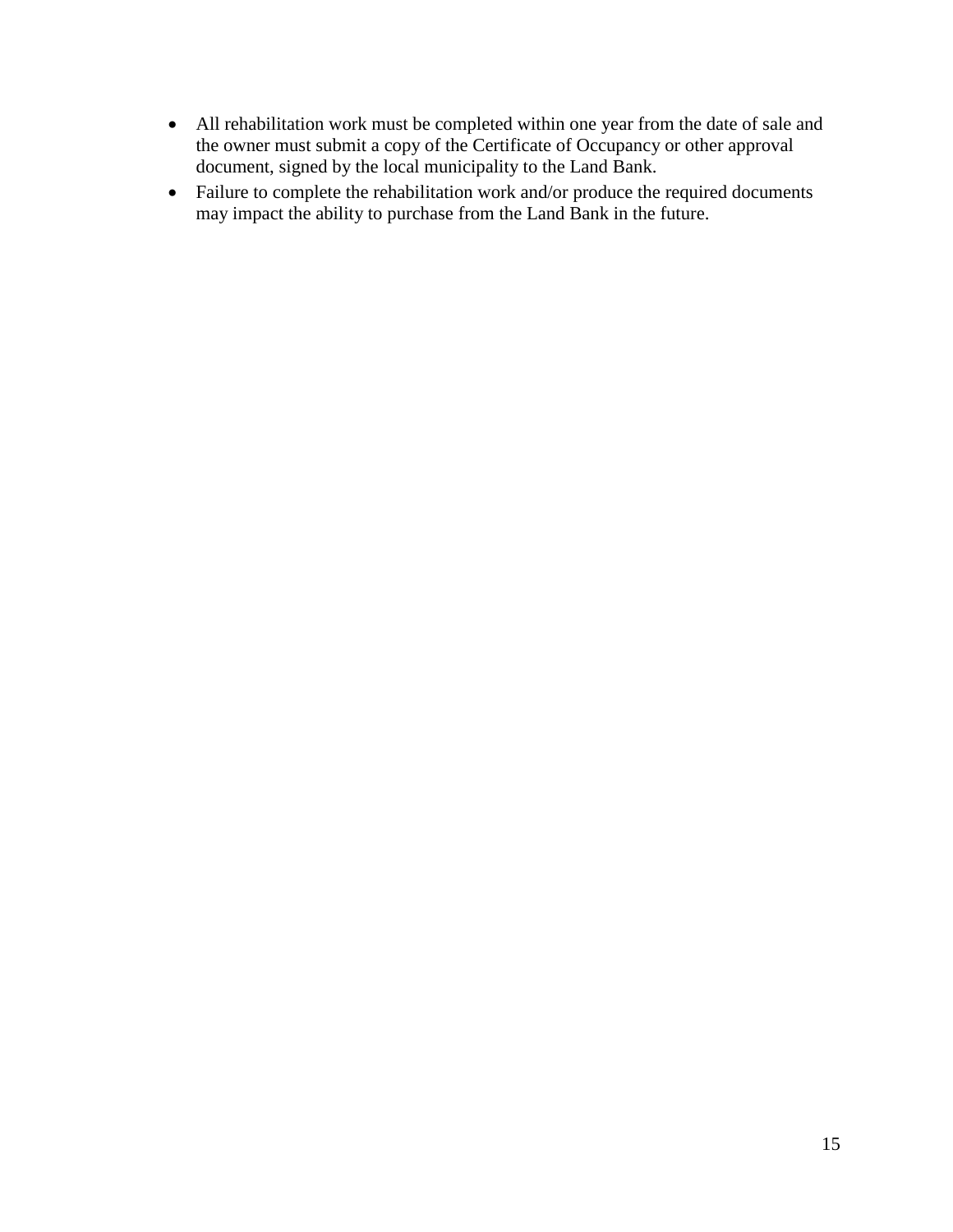- All rehabilitation work must be completed within one year from the date of sale and the owner must submit a copy of the Certificate of Occupancy or other approval document, signed by the local municipality to the Land Bank.
- Failure to complete the rehabilitation work and/or produce the required documents may impact the ability to purchase from the Land Bank in the future.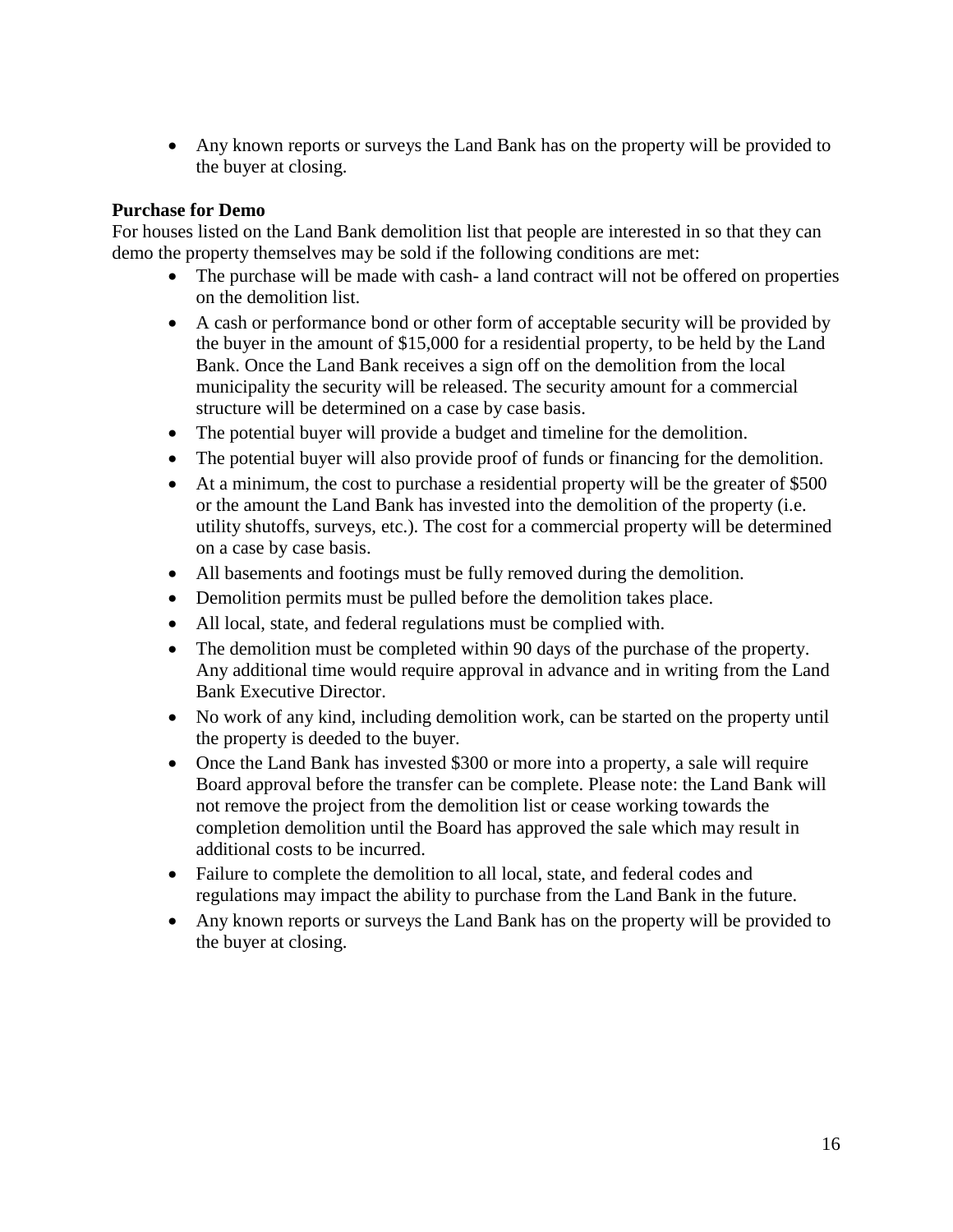- Any known reports or surveys the Land Bank has on the property will be provided to the buyer at closing.

**Purchase for Demo**

For houses listed on the Land Bank demolition list that people are interested in so that they can demo the property themselves may be sold if the following conditions are met:

- The purchase will be made with cash- a land contract will not be offered on properties on the demolition list.
- A cash or performance bond or other form of acceptable security will be provided by the buyer in the amount of $15,000 for a residential property, to be held by the Land Bank. Once the Land Bank receives a sign off on the demolition from the local municipality the security will be released. The security amount for a commercial structure will be determined on a case by case basis.
- The potential buyer will provide a budget and timeline for the demolition.
- The potential buyer will also provide proof of funds or financing for the demolition.
- At a minimum, the cost to purchase a residential property will be the greater of $500 or the amount the Land Bank has invested into the demolition of the property (i.e. utility shutoffs, surveys, etc.). The cost for a commercial property will be determined on a case by case basis.
- All basements and footings must be fully removed during the demolition.
- Demolition permits must be pulled before the demolition takes place.
- All local, state, and federal regulations must be complied with.
- The demolition must be completed within 90 days of the purchase of the property. Any additional time would require approval in advance and in writing from the Land Bank Executive Director.
- No work of any kind, including demolition work, can be started on the property until the property is deeded to the buyer.
- Once the Land Bank has invested $300 or more into a property, a sale will require Board approval before the transfer can be complete. Please note: the Land Bank will not remove the project from the demolition list or cease working towards the completion demolition until the Board has approved the sale which may result in additional costs to be incurred.
- Failure to complete the demolition to all local, state, and federal codes and regulations may impact the ability to purchase from the Land Bank in the future.
- Any known reports or surveys the Land Bank has on the property will be provided to the buyer at closing.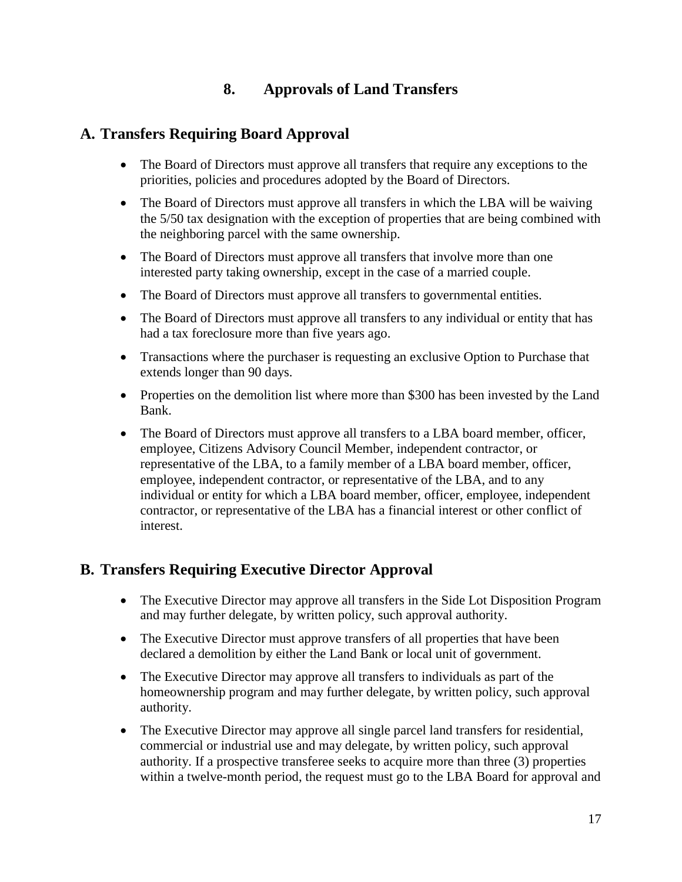## 8. Approvals of Land Transfers

### A. Transfers Requiring Board Approval

- The Board of Directors must approve all transfers that require any exceptions to the priorities, policies and procedures adopted by the Board of Directors.
- The Board of Directors must approve all transfers in which the LBA will be waiving the 5/50 tax designation with the exception of properties that are being combined with the neighboring parcel with the same ownership.
- The Board of Directors must approve all transfers that involve more than one interested party taking ownership, except in the case of a married couple.
- The Board of Directors must approve all transfers to governmental entities.
- The Board of Directors must approve all transfers to any individual or entity that has had a tax foreclosure more than five years ago.
- Transactions where the purchaser is requesting an exclusive Option to Purchase that extends longer than 90 days.
- Properties on the demolition list where more than $300 has been invested by the Land Bank.
- The Board of Directors must approve all transfers to a LBA board member, officer, employee, Citizens Advisory Council Member, independent contractor, or representative of the LBA, to a family member of a LBA board member, officer, employee, independent contractor, or representative of the LBA, and to any individual or entity for which a LBA board member, officer, employee, independent contractor, or representative of the LBA has a financial interest or other conflict of interest.

### B. Transfers Requiring Executive Director Approval

- The Executive Director may approve all transfers in the Side Lot Disposition Program and may further delegate, by written policy, such approval authority.
- The Executive Director must approve transfers of all properties that have been declared a demolition by either the Land Bank or local unit of government.
- The Executive Director may approve all transfers to individuals as part of the homeownership program and may further delegate, by written policy, such approval authority.
- The Executive Director may approve all single parcel land transfers for residential, commercial or industrial use and may delegate, by written policy, such approval authority. If a prospective transferee seeks to acquire more than three (3) properties within a twelve-month period, the request must go to the LBA Board for approval and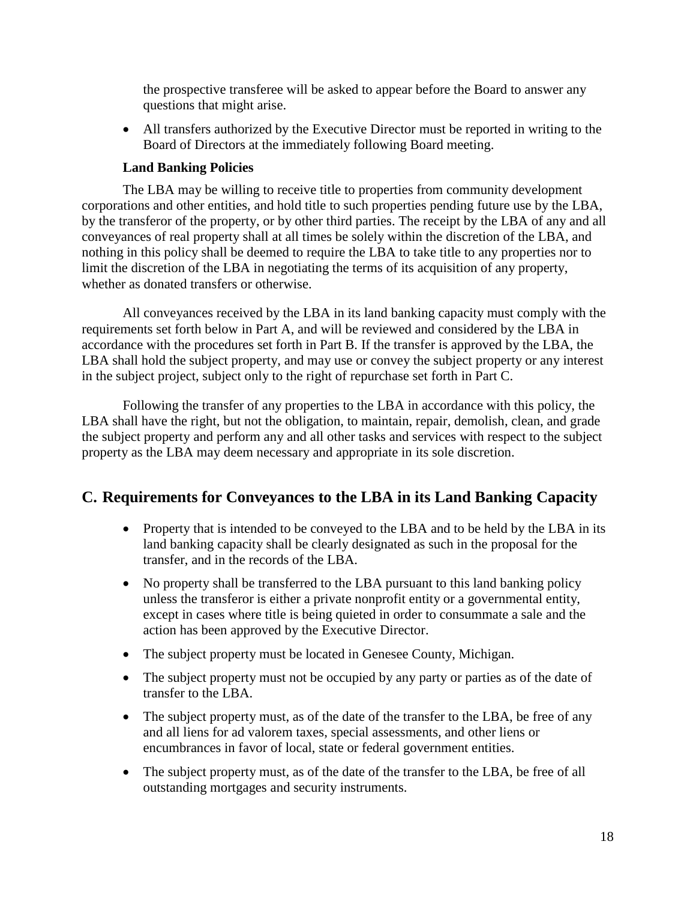the prospective transferee will be asked to appear before the Board to answer any questions that might arise.

- All transfers authorized by the Executive Director must be reported in writing to the Board of Directors at the immediately following Board meeting.

**Land Banking Policies**

The LBA may be willing to receive title to properties from community development corporations and other entities, and hold title to such properties pending future use by the LBA, by the transferor of the property, or by other third parties. The receipt by the LBA of any and all conveyances of real property shall at all times be solely within the discretion of the LBA, and nothing in this policy shall be deemed to require the LBA to take title to any properties nor to limit the discretion of the LBA in negotiating the terms of its acquisition of any property, whether as donated transfers or otherwise.

All conveyances received by the LBA in its land banking capacity must comply with the requirements set forth below in Part A, and will be reviewed and considered by the LBA in accordance with the procedures set forth in Part B. If the transfer is approved by the LBA, the LBA shall hold the subject property, and may use or convey the subject property or any interest in the subject project, subject only to the right of repurchase set forth in Part C.

Following the transfer of any properties to the LBA in accordance with this policy, the LBA shall have the right, but not the obligation, to maintain, repair, demolish, clean, and grade the subject property and perform any and all other tasks and services with respect to the subject property as the LBA may deem necessary and appropriate in its sole discretion.

## C. Requirements for Conveyances to the LBA in its Land Banking Capacity

- Property that is intended to be conveyed to the LBA and to be held by the LBA in its land banking capacity shall be clearly designated as such in the proposal for the transfer, and in the records of the LBA.
- No property shall be transferred to the LBA pursuant to this land banking policy unless the transferor is either a private nonprofit entity or a governmental entity, except in cases where title is being quieted in order to consummate a sale and the action has been approved by the Executive Director.
- The subject property must be located in Genesee County, Michigan.
- The subject property must not be occupied by any party or parties as of the date of transfer to the LBA.
- The subject property must, as of the date of the transfer to the LBA, be free of any and all liens for ad valorem taxes, special assessments, and other liens or encumbrances in favor of local, state or federal government entities.
- The subject property must, as of the date of the transfer to the LBA, be free of all outstanding mortgages and security instruments.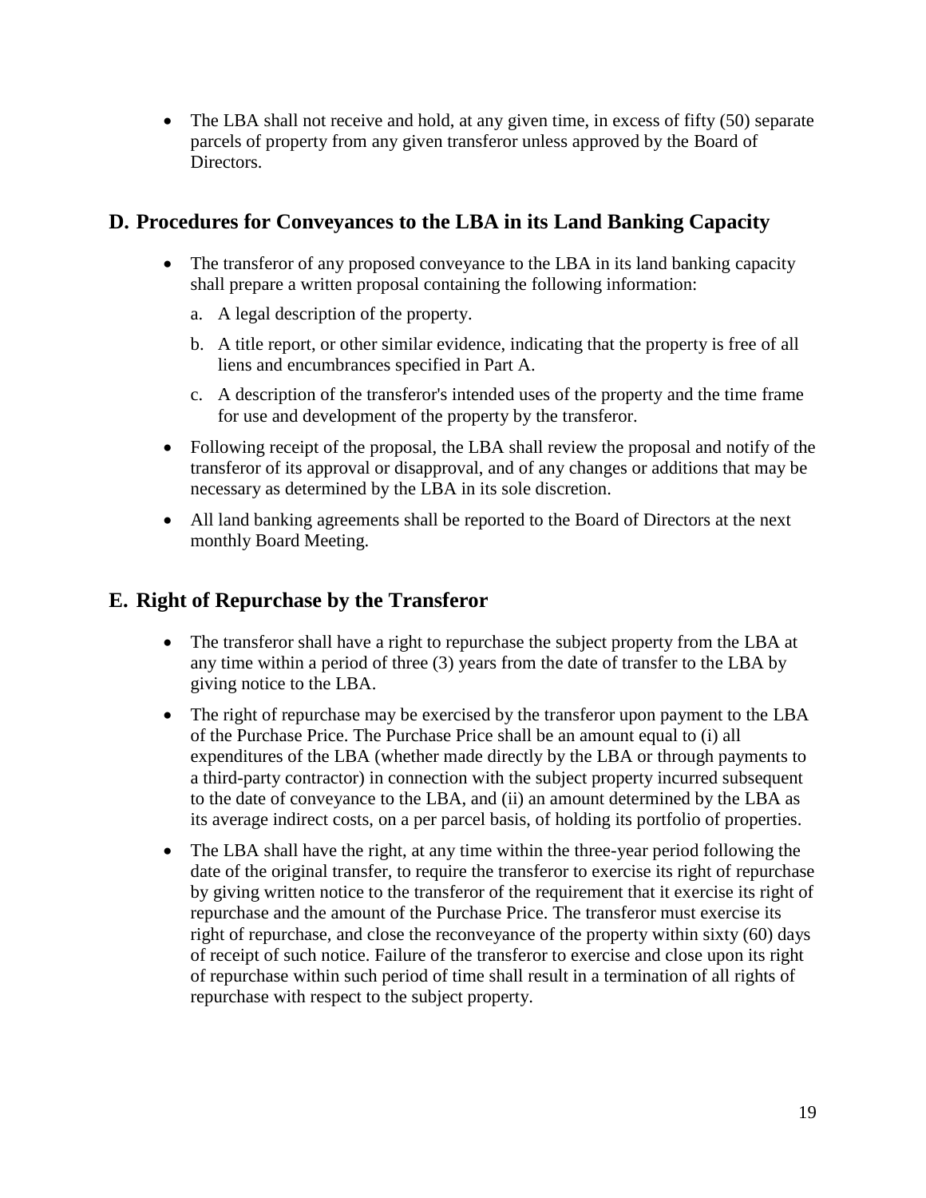- The LBA shall not receive and hold, at any given time, in excess of fifty (50) separate parcels of property from any given transferor unless approved by the Board of Directors.

## D. Procedures for Conveyances to the LBA in its Land Banking Capacity

- The transferor of any proposed conveyance to the LBA in its land banking capacity shall prepare a written proposal containing the following information:
  a. A legal description of the property.
  b. A title report, or other similar evidence, indicating that the property is free of all liens and encumbrances specified in Part A.
  c. A description of the transferor's intended uses of the property and the time frame for use and development of the property by the transferor.
- Following receipt of the proposal, the LBA shall review the proposal and notify of the transferor of its approval or disapproval, and of any changes or additions that may be necessary as determined by the LBA in its sole discretion.
- All land banking agreements shall be reported to the Board of Directors at the next monthly Board Meeting.

## E. Right of Repurchase by the Transferor

- The transferor shall have a right to repurchase the subject property from the LBA at any time within a period of three (3) years from the date of transfer to the LBA by giving notice to the LBA.
- The right of repurchase may be exercised by the transferor upon payment to the LBA of the Purchase Price. The Purchase Price shall be an amount equal to (i) all expenditures of the LBA (whether made directly by the LBA or through payments to a third-party contractor) in connection with the subject property incurred subsequent to the date of conveyance to the LBA, and (ii) an amount determined by the LBA as its average indirect costs, on a per parcel basis, of holding its portfolio of properties.
- The LBA shall have the right, at any time within the three-year period following the date of the original transfer, to require the transferor to exercise its right of repurchase by giving written notice to the transferor of the requirement that it exercise its right of repurchase and the amount of the Purchase Price. The transferor must exercise its right of repurchase, and close the reconveyance of the property within sixty (60) days of receipt of such notice. Failure of the transferor to exercise and close upon its right of repurchase within such period of time shall result in a termination of all rights of repurchase with respect to the subject property.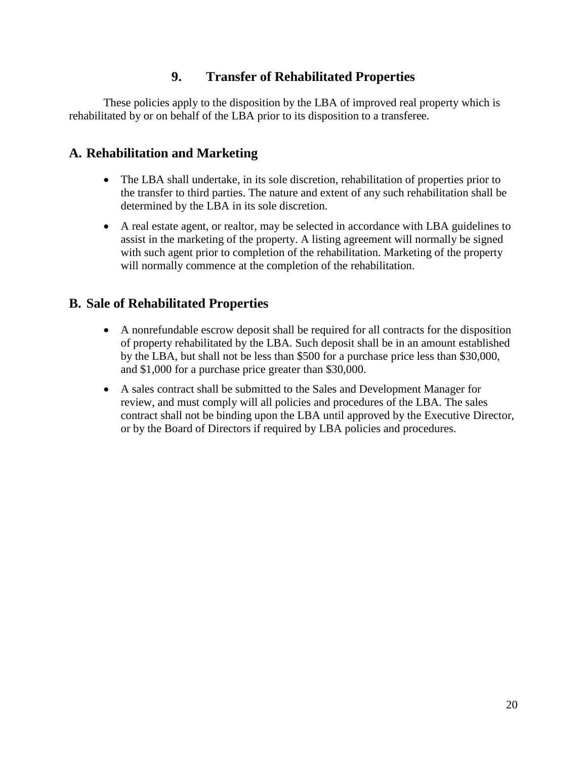## 9. Transfer of Rehabilitated Properties

These policies apply to the disposition by the LBA of improved real property which is rehabilitated by or on behalf of the LBA prior to its disposition to a transferee.

### A. Rehabilitation and Marketing

- The LBA shall undertake, in its sole discretion, rehabilitation of properties prior to the transfer to third parties. The nature and extent of any such rehabilitation shall be determined by the LBA in its sole discretion.
- A real estate agent, or realtor, may be selected in accordance with LBA guidelines to assist in the marketing of the property. A listing agreement will normally be signed with such agent prior to completion of the rehabilitation. Marketing of the property will normally commence at the completion of the rehabilitation.

### B. Sale of Rehabilitated Properties

- A nonrefundable escrow deposit shall be required for all contracts for the disposition of property rehabilitated by the LBA. Such deposit shall be in an amount established by the LBA, but shall not be less than $500 for a purchase price less than $30,000, and $1,000 for a purchase price greater than $30,000.
- A sales contract shall be submitted to the Sales and Development Manager for review, and must comply will all policies and procedures of the LBA. The sales contract shall not be binding upon the LBA until approved by the Executive Director, or by the Board of Directors if required by LBA policies and procedures.